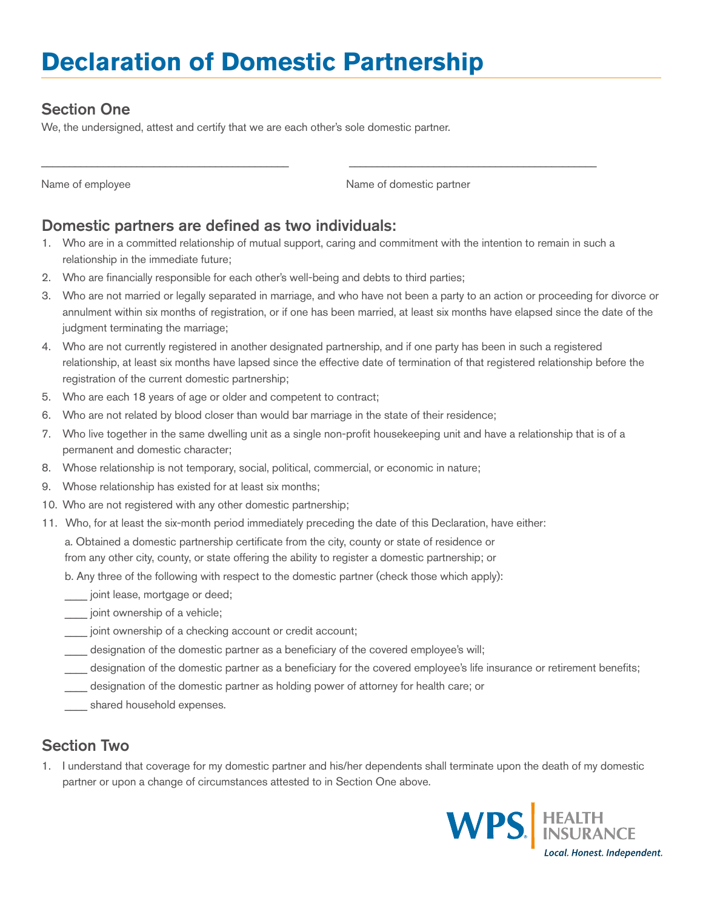# Declaration of Domestic Partnership

## Section One

We, the undersigned, attest and certify that we are each other's sole domestic partner.

\_\_\_\_\_\_\_\_\_\_\_\_\_\_\_\_\_\_\_\_\_\_\_\_\_\_\_\_\_\_\_\_\_\_\_\_\_\_ \_\_\_\_\_\_\_\_\_\_\_\_\_\_\_\_\_\_\_\_\_\_\_\_\_\_\_\_\_\_\_\_\_\_\_\_\_\_

Name of employee Name of domestic partner

## Domestic partners are defined as two individuals:

1. Who are in a committed relationship of mutual support, caring and commitment with the intention to remain in such a relationship in the immediate future;
2. Who are financially responsible for each other's well-being and debts to third parties;
3. Who are not married or legally separated in marriage, and who have not been a party to an action or proceeding for divorce or annulment within six months of registration, or if one has been married, at least six months have elapsed since the date of the judgment terminating the marriage;
4. Who are not currently registered in another designated partnership, and if one party has been in such a registered relationship, at least six months have lapsed since the effective date of termination of that registered relationship before the registration of the current domestic partnership;
5. Who are each 18 years of age or older and competent to contract;
6. Who are not related by blood closer than would bar marriage in the state of their residence;
7. Who live together in the same dwelling unit as a single non-profit housekeeping unit and have a relationship that is of a permanent and domestic character;
8. Whose relationship is not temporary, social, political, commercial, or economic in nature;
9. Whose relationship has existed for at least six months;
10. Who are not registered with any other domestic partnership;
11. Who, for at least the six-month period immediately preceding the date of this Declaration, have either:

    a. Obtained a domestic partnership certificate from the city, county or state of residence or from any other city, county, or state offering the ability to register a domestic partnership; or

    b. Any three of the following with respect to the domestic partner (check those which apply):

    \_\_\_\_ joint lease, mortgage or deed;

    \_\_\_\_ joint ownership of a vehicle;

    \_\_\_\_ joint ownership of a checking account or credit account;

    \_\_\_\_ designation of the domestic partner as a beneficiary of the covered employee's will;

    \_\_\_\_ designation of the domestic partner as a beneficiary for the covered employee's life insurance or retirement benefits;

    \_\_\_\_ designation of the domestic partner as holding power of attorney for health care; or

    \_\_\_\_ shared household expenses.

## Section Two

1. I understand that coverage for my domestic partner and his/her dependents shall terminate upon the death of my domestic partner or upon a change of circumstances attested to in Section One above.

WPS HEALTH INSURANCE

*Local. Honest. Independent.*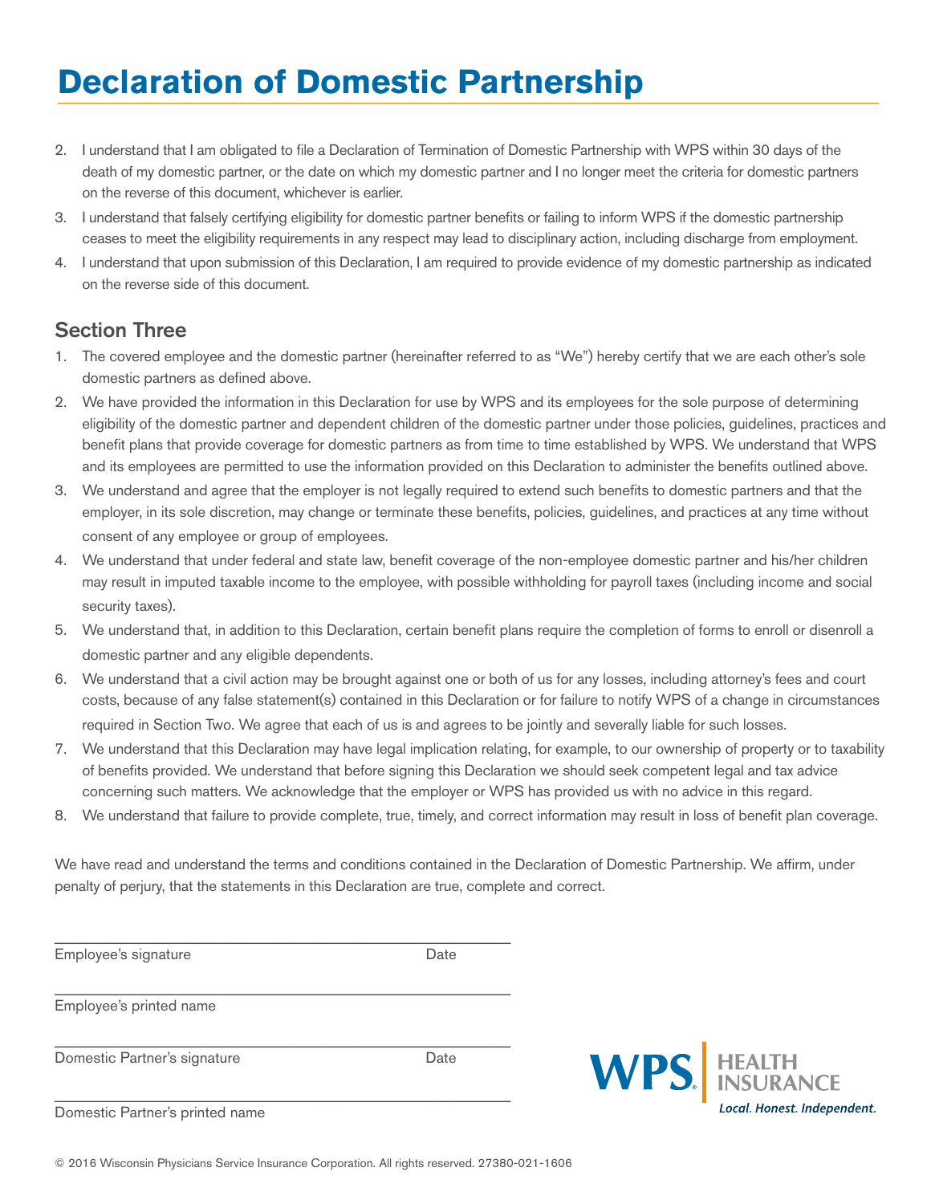# Declaration of Domestic Partnership

2. I understand that I am obligated to file a Declaration of Termination of Domestic Partnership with WPS within 30 days of the death of my domestic partner, or the date on which my domestic partner and I no longer meet the criteria for domestic partners on the reverse of this document, whichever is earlier.
3. I understand that falsely certifying eligibility for domestic partner benefits or failing to inform WPS if the domestic partnership ceases to meet the eligibility requirements in any respect may lead to disciplinary action, including discharge from employment.
4. I understand that upon submission of this Declaration, I am required to provide evidence of my domestic partnership as indicated on the reverse side of this document.

## Section Three

1. The covered employee and the domestic partner (hereinafter referred to as "We") hereby certify that we are each other's sole domestic partners as defined above.
2. We have provided the information in this Declaration for use by WPS and its employees for the sole purpose of determining eligibility of the domestic partner and dependent children of the domestic partner under those policies, guidelines, practices and benefit plans that provide coverage for domestic partners as from time to time established by WPS. We understand that WPS and its employees are permitted to use the information provided on this Declaration to administer the benefits outlined above.
3. We understand and agree that the employer is not legally required to extend such benefits to domestic partners and that the employer, in its sole discretion, may change or terminate these benefits, policies, guidelines, and practices at any time without consent of any employee or group of employees.
4. We understand that under federal and state law, benefit coverage of the non-employee domestic partner and his/her children may result in imputed taxable income to the employee, with possible withholding for payroll taxes (including income and social security taxes).
5. We understand that, in addition to this Declaration, certain benefit plans require the completion of forms to enroll or disenroll a domestic partner and any eligible dependents.
6. We understand that a civil action may be brought against one or both of us for any losses, including attorney's fees and court costs, because of any false statement(s) contained in this Declaration or for failure to notify WPS of a change in circumstances required in Section Two. We agree that each of us is and agrees to be jointly and severally liable for such losses.
7. We understand that this Declaration may have legal implication relating, for example, to our ownership of property or to taxability of benefits provided. We understand that before signing this Declaration we should seek competent legal and tax advice concerning such matters. We acknowledge that the employer or WPS has provided us with no advice in this regard.
8. We understand that failure to provide complete, true, timely, and correct information may result in loss of benefit plan coverage.

We have read and understand the terms and conditions contained in the Declaration of Domestic Partnership. We affirm, under penalty of perjury, that the statements in this Declaration are true, complete and correct.

_______________________________________________
Employee's signature Date

_______________________________________________
Employee's printed name

_______________________________________________
Domestic Partner's signature Date

_______________________________________________
Domestic Partner's printed name

WPS HEALTH INSURANCE
*Local. Honest. Independent.*

© 2016 Wisconsin Physicians Service Insurance Corporation. All rights reserved. 27380-021-1606